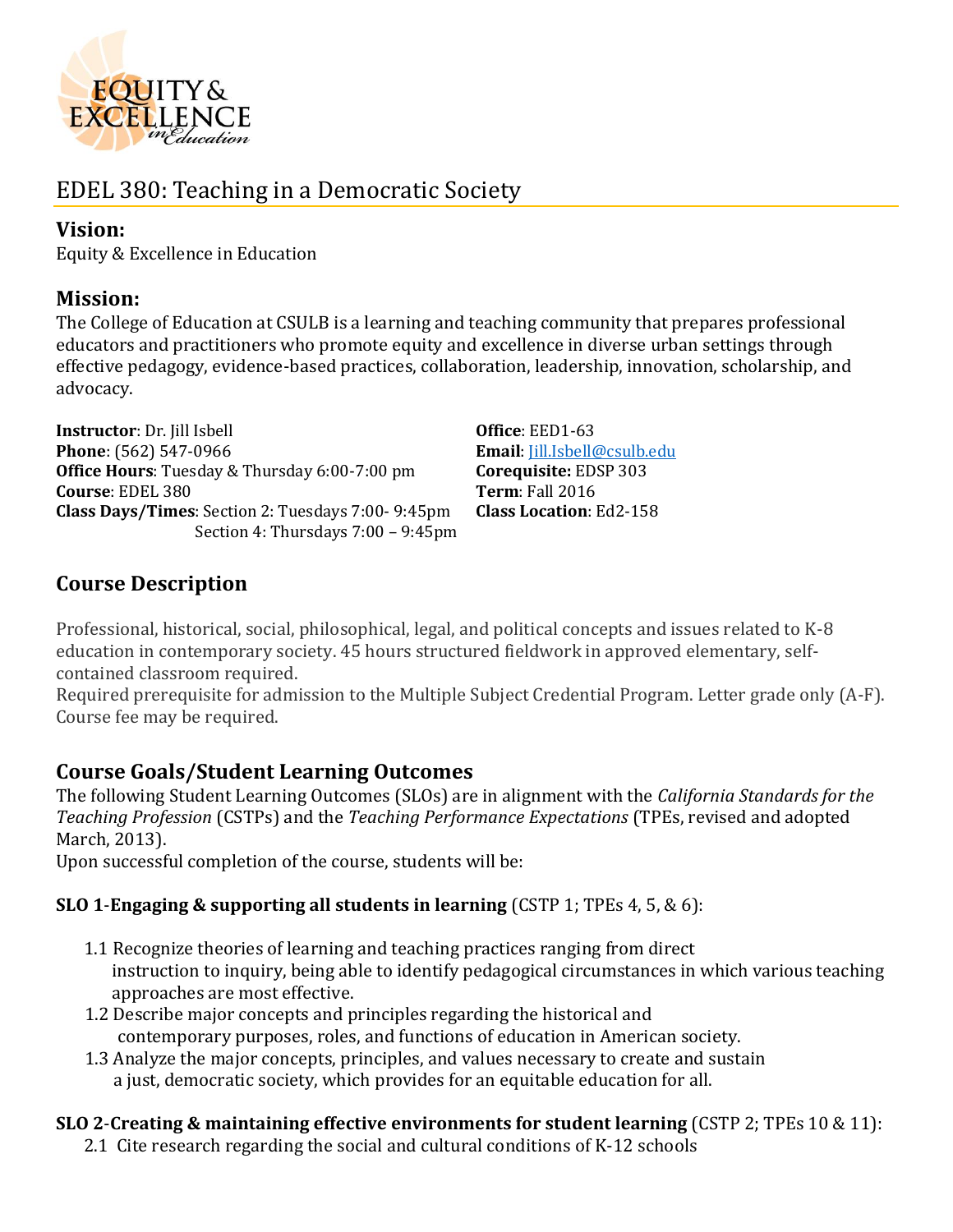# EDEL 380: Teaching in a Democratic Society

## Vision:

Equity & Excellence in Education

## Mission:

The College of Education at CSULB is a learning and teaching community that prepares professional educators and practitioners who promote equity and excellence in diverse urban settings through effective pedagogy, evidence-based practices, collaboration, leadership, innovation, scholarship, and advocacy.

**Instructor**: Dr. Jill Isbell
**Phone**: (562) 547-0966
**Office Hours**: Tuesday & Thursday 6:00-7:00 pm
**Course**: EDEL 380
**Class Days/Times**: Section 2: Tuesdays 7:00- 9:45pm
Section 4: Thursdays 7:00 – 9:45pm

**Office**: EED1-63
**Email**: Jill.Isbell@csulb.edu
**Corequisite:** EDSP 303
**Term**: Fall 2016
**Class Location**: Ed2-158

## Course Description

Professional, historical, social, philosophical, legal, and political concepts and issues related to K-8 education in contemporary society. 45 hours structured fieldwork in approved elementary, self-contained classroom required.
Required prerequisite for admission to the Multiple Subject Credential Program. Letter grade only (A-F). Course fee may be required.

## Course Goals/Student Learning Outcomes

The following Student Learning Outcomes (SLOs) are in alignment with the *California Standards for the Teaching Profession* (CSTPs) and the *Teaching Performance Expectations* (TPEs, revised and adopted March, 2013).
Upon successful completion of the course, students will be:

**SLO 1-Engaging & supporting all students in learning** (CSTP 1; TPEs 4, 5, & 6):

1.1 Recognize theories of learning and teaching practices ranging from direct instruction to inquiry, being able to identify pedagogical circumstances in which various teaching approaches are most effective.
1.2 Describe major concepts and principles regarding the historical and contemporary purposes, roles, and functions of education in American society.
1.3 Analyze the major concepts, principles, and values necessary to create and sustain a just, democratic society, which provides for an equitable education for all.

**SLO 2-Creating & maintaining effective environments for student learning** (CSTP 2; TPEs 10 & 11):

2.1 Cite research regarding the social and cultural conditions of K-12 schools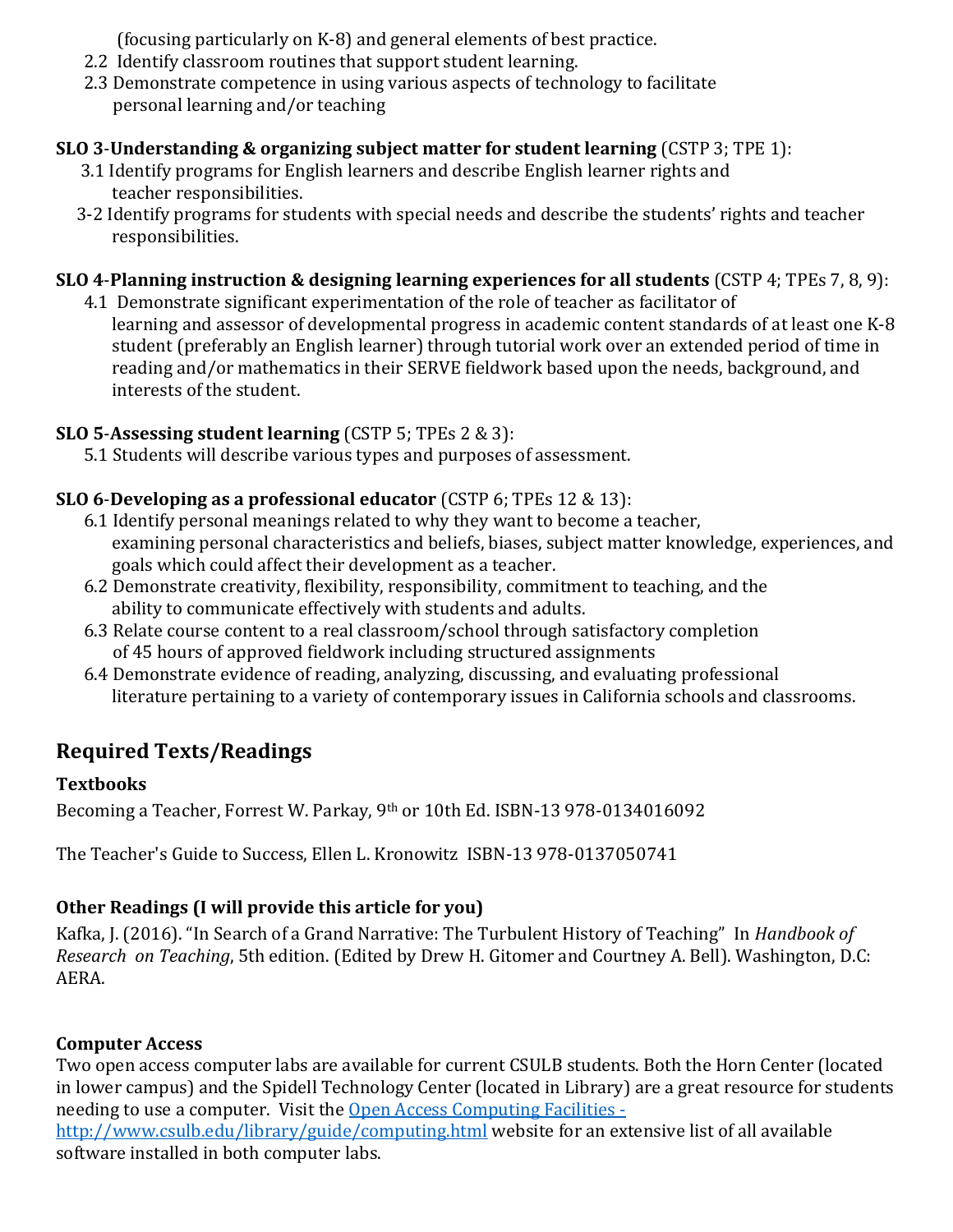(focusing particularly on K-8) and general elements of best practice.

2.2 Identify classroom routines that support student learning.

2.3 Demonstrate competence in using various aspects of technology to facilitate personal learning and/or teaching

**SLO 3-Understanding & organizing subject matter for student learning** (CSTP 3; TPE 1):

3.1 Identify programs for English learners and describe English learner rights and teacher responsibilities.

3-2 Identify programs for students with special needs and describe the students' rights and teacher responsibilities.

**SLO 4-Planning instruction & designing learning experiences for all students** (CSTP 4; TPEs 7, 8, 9):

4.1 Demonstrate significant experimentation of the role of teacher as facilitator of learning and assessor of developmental progress in academic content standards of at least one K-8 student (preferably an English learner) through tutorial work over an extended period of time in reading and/or mathematics in their SERVE fieldwork based upon the needs, background, and interests of the student.

**SLO 5-Assessing student learning** (CSTP 5; TPEs 2 & 3):

5.1 Students will describe various types and purposes of assessment.

**SLO 6-Developing as a professional educator** (CSTP 6; TPEs 12 & 13):

6.1 Identify personal meanings related to why they want to become a teacher, examining personal characteristics and beliefs, biases, subject matter knowledge, experiences, and goals which could affect their development as a teacher.

6.2 Demonstrate creativity, flexibility, responsibility, commitment to teaching, and the ability to communicate effectively with students and adults.

6.3 Relate course content to a real classroom/school through satisfactory completion of 45 hours of approved fieldwork including structured assignments

6.4 Demonstrate evidence of reading, analyzing, discussing, and evaluating professional literature pertaining to a variety of contemporary issues in California schools and classrooms.

## Required Texts/Readings

### Textbooks

Becoming a Teacher, Forrest W. Parkay, 9th or 10th Ed. ISBN-13 978-0134016092

The Teacher's Guide to Success, Ellen L. Kronowitz ISBN-13 978-0137050741

### Other Readings (I will provide this article for you)

Kafka, J. (2016). "In Search of a Grand Narrative: The Turbulent History of Teaching" In *Handbook of Research on Teaching*, 5th edition. (Edited by Drew H. Gitomer and Courtney A. Bell). Washington, D.C: AERA.

### Computer Access

Two open access computer labs are available for current CSULB students. Both the Horn Center (located in lower campus) and the Spidell Technology Center (located in Library) are a great resource for students needing to use a computer. Visit the [Open Access Computing Facilities - http://www.csulb.edu/library/guide/computing.html](http://www.csulb.edu/library/guide/computing.html) website for an extensive list of all available software installed in both computer labs.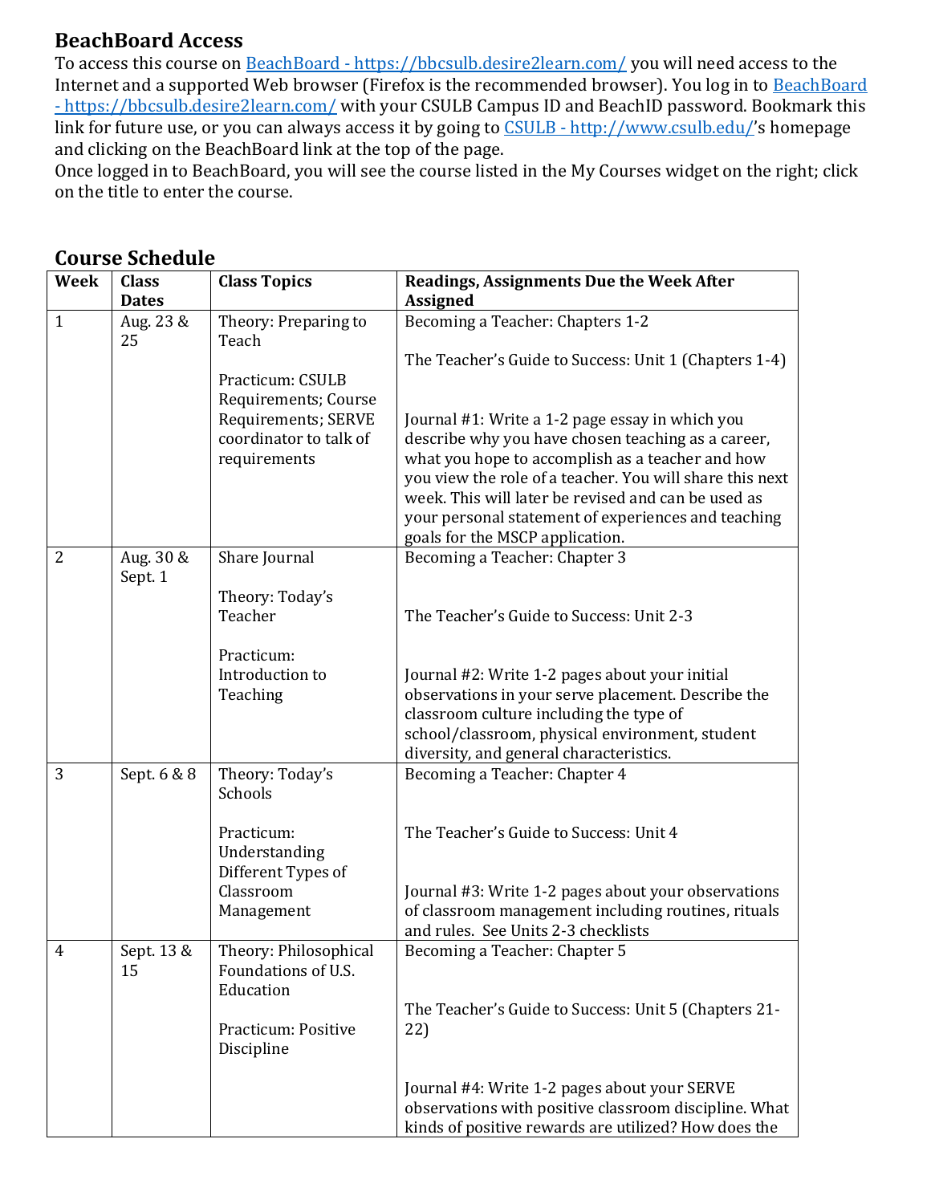## BeachBoard Access

To access this course on [BeachBoard - https://bbcsulb.desire2learn.com/](https://bbcsulb.desire2learn.com/) you will need access to the Internet and a supported Web browser (Firefox is the recommended browser). You log in to [BeachBoard - https://bbcsulb.desire2learn.com/](https://bbcsulb.desire2learn.com/) with your CSULB Campus ID and BeachID password. Bookmark this link for future use, or you can always access it by going to [CSULB - http://www.csulb.edu/](http://www.csulb.edu/)'s homepage and clicking on the BeachBoard link at the top of the page.

Once logged in to BeachBoard, you will see the course listed in the My Courses widget on the right; click on the title to enter the course.

## Course Schedule

| Week | Class Dates | Class Topics | Readings, Assignments Due the Week After Assigned |
|---|---|---|---|
| 1 | Aug. 23 & 25 | Theory: Preparing to Teach<br><br>Practicum: CSULB Requirements; Course Requirements; SERVE coordinator to talk of requirements | Becoming a Teacher: Chapters 1-2<br><br>The Teacher's Guide to Success: Unit 1 (Chapters 1-4)<br><br>Journal #1: Write a 1-2 page essay in which you describe why you have chosen teaching as a career, what you hope to accomplish as a teacher and how you view the role of a teacher. You will share this next week. This will later be revised and can be used as your personal statement of experiences and teaching goals for the MSCP application. |
| 2 | Aug. 30 & Sept. 1 | Share Journal<br><br>Theory: Today's Teacher<br><br>Practicum: Introduction to Teaching | Becoming a Teacher: Chapter 3<br><br>The Teacher's Guide to Success: Unit 2-3<br><br>Journal #2: Write 1-2 pages about your initial observations in your serve placement. Describe the classroom culture including the type of school/classroom, physical environment, student diversity, and general characteristics. |
| 3 | Sept. 6 & 8 | Theory: Today's Schools<br><br>Practicum: Understanding Different Types of Classroom Management | Becoming a Teacher: Chapter 4<br><br>The Teacher's Guide to Success: Unit 4<br><br>Journal #3: Write 1-2 pages about your observations of classroom management including routines, rituals and rules. See Units 2-3 checklists |
| 4 | Sept. 13 & 15 | Theory: Philosophical Foundations of U.S. Education<br><br>Practicum: Positive Discipline | Becoming a Teacher: Chapter 5<br><br>The Teacher's Guide to Success: Unit 5 (Chapters 21-22)<br><br>Journal #4: Write 1-2 pages about your SERVE observations with positive classroom discipline. What kinds of positive rewards are utilized? How does the |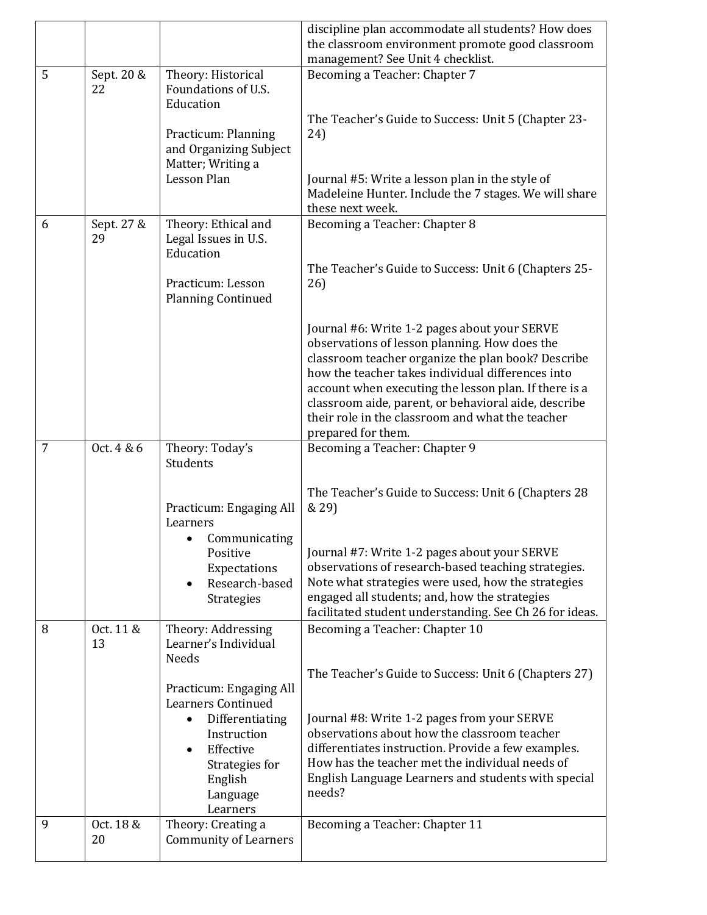| | | | discipline plan accommodate all students? How does the classroom environment promote good classroom management? See Unit 4 checklist. |
|---|---|---|---|
| 5 | Sept. 20 & 22 | Theory: Historical Foundations of U.S. Education<br><br>Practicum: Planning and Organizing Subject Matter; Writing a Lesson Plan | Becoming a Teacher: Chapter 7<br><br>The Teacher's Guide to Success: Unit 5 (Chapter 23-24)<br><br>Journal #5: Write a lesson plan in the style of Madeleine Hunter. Include the 7 stages. We will share these next week. |
| 6 | Sept. 27 & 29 | Theory: Ethical and Legal Issues in U.S. Education<br><br>Practicum: Lesson Planning Continued | Becoming a Teacher: Chapter 8<br><br>The Teacher's Guide to Success: Unit 6 (Chapters 25-26)<br><br>Journal #6: Write 1-2 pages about your SERVE observations of lesson planning. How does the classroom teacher organize the plan book? Describe how the teacher takes individual differences into account when executing the lesson plan. If there is a classroom aide, parent, or behavioral aide, describe their role in the classroom and what the teacher prepared for them. |
| 7 | Oct. 4 & 6 | Theory: Today's Students<br><br>Practicum: Engaging All Learners<br>• Communicating Positive Expectations<br>• Research-based Strategies | Becoming a Teacher: Chapter 9<br><br>The Teacher's Guide to Success: Unit 6 (Chapters 28 & 29)<br><br>Journal #7: Write 1-2 pages about your SERVE observations of research-based teaching strategies. Note what strategies were used, how the strategies engaged all students; and, how the strategies facilitated student understanding. See Ch 26 for ideas. |
| 8 | Oct. 11 & 13 | Theory: Addressing Learner's Individual Needs<br><br>Practicum: Engaging All Learners Continued<br>• Differentiating Instruction<br>• Effective Strategies for English Language Learners | Becoming a Teacher: Chapter 10<br><br>The Teacher's Guide to Success: Unit 6 (Chapters 27)<br><br>Journal #8: Write 1-2 pages from your SERVE observations about how the classroom teacher differentiates instruction. Provide a few examples. How has the teacher met the individual needs of English Language Learners and students with special needs? |
| 9 | Oct. 18 & 20 | Theory: Creating a Community of Learners | Becoming a Teacher: Chapter 11 |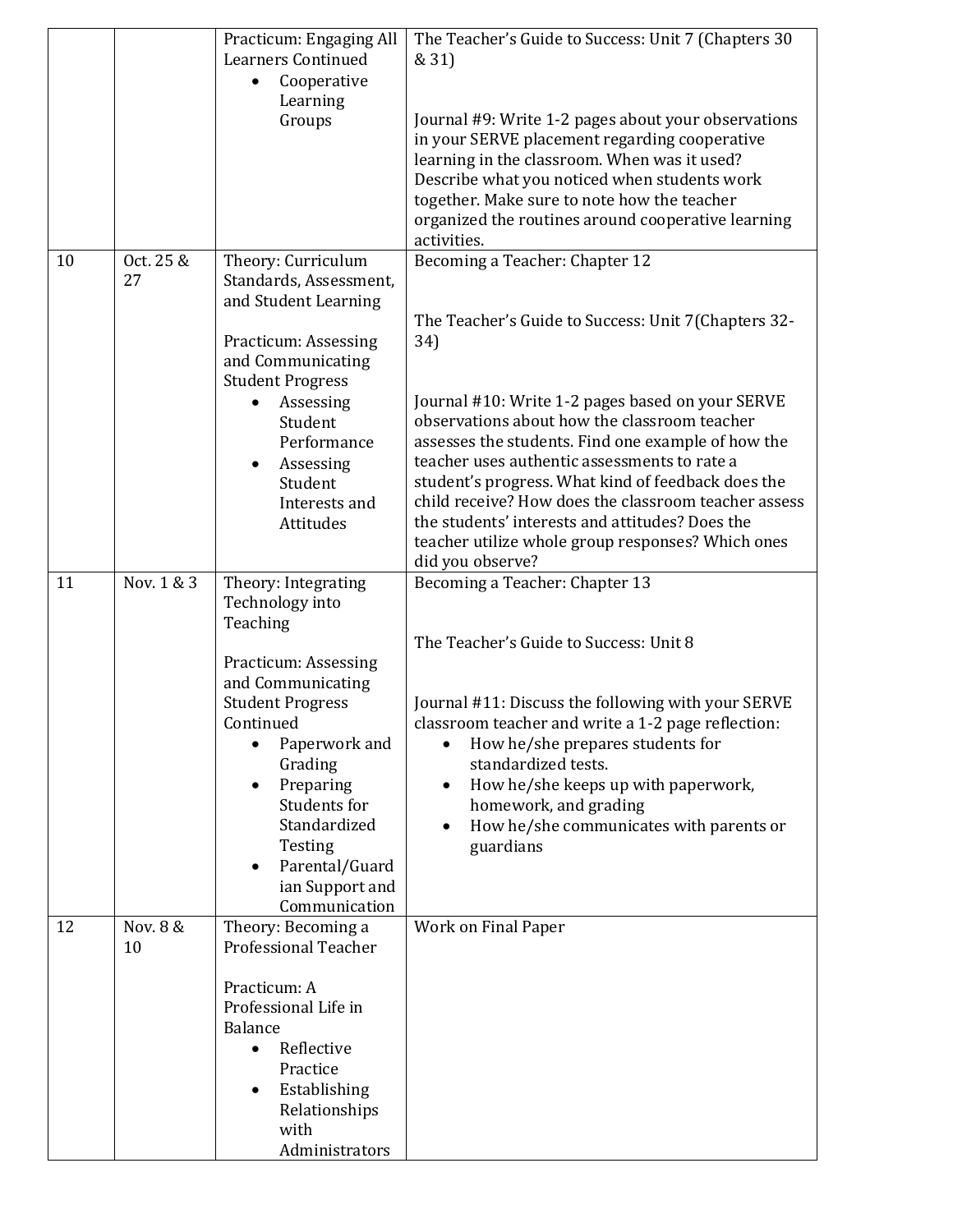| | | | |
|---|---|---|---|
| | | Practicum: Engaging All Learners Continued<br>• Cooperative Learning Groups | The Teacher's Guide to Success: Unit 7 (Chapters 30 & 31)<br><br>Journal #9: Write 1-2 pages about your observations in your SERVE placement regarding cooperative learning in the classroom. When was it used? Describe what you noticed when students work together. Make sure to note how the teacher organized the routines around cooperative learning activities. |
| 10 | Oct. 25 & 27 | Theory: Curriculum Standards, Assessment, and Student Learning<br><br>Practicum: Assessing and Communicating Student Progress<br>• Assessing Student Performance<br>• Assessing Student Interests and Attitudes | Becoming a Teacher: Chapter 12<br><br>The Teacher's Guide to Success: Unit 7(Chapters 32-34)<br><br>Journal #10: Write 1-2 pages based on your SERVE observations about how the classroom teacher assesses the students. Find one example of how the teacher uses authentic assessments to rate a student's progress. What kind of feedback does the child receive? How does the classroom teacher assess the students' interests and attitudes? Does the teacher utilize whole group responses? Which ones did you observe? |
| 11 | Nov. 1 & 3 | Theory: Integrating Technology into Teaching<br><br>Practicum: Assessing and Communicating Student Progress Continued<br>• Paperwork and Grading<br>• Preparing Students for Standardized Testing<br>• Parental/Guardian Support and Communication | Becoming a Teacher: Chapter 13<br><br>The Teacher's Guide to Success: Unit 8<br><br>Journal #11: Discuss the following with your SERVE classroom teacher and write a 1-2 page reflection:<br>• How he/she prepares students for standardized tests.<br>• How he/she keeps up with paperwork, homework, and grading<br>• How he/she communicates with parents or guardians |
| 12 | Nov. 8 & 10 | Theory: Becoming a Professional Teacher<br><br>Practicum: A Professional Life in Balance<br>• Reflective Practice<br>• Establishing Relationships with Administrators | Work on Final Paper |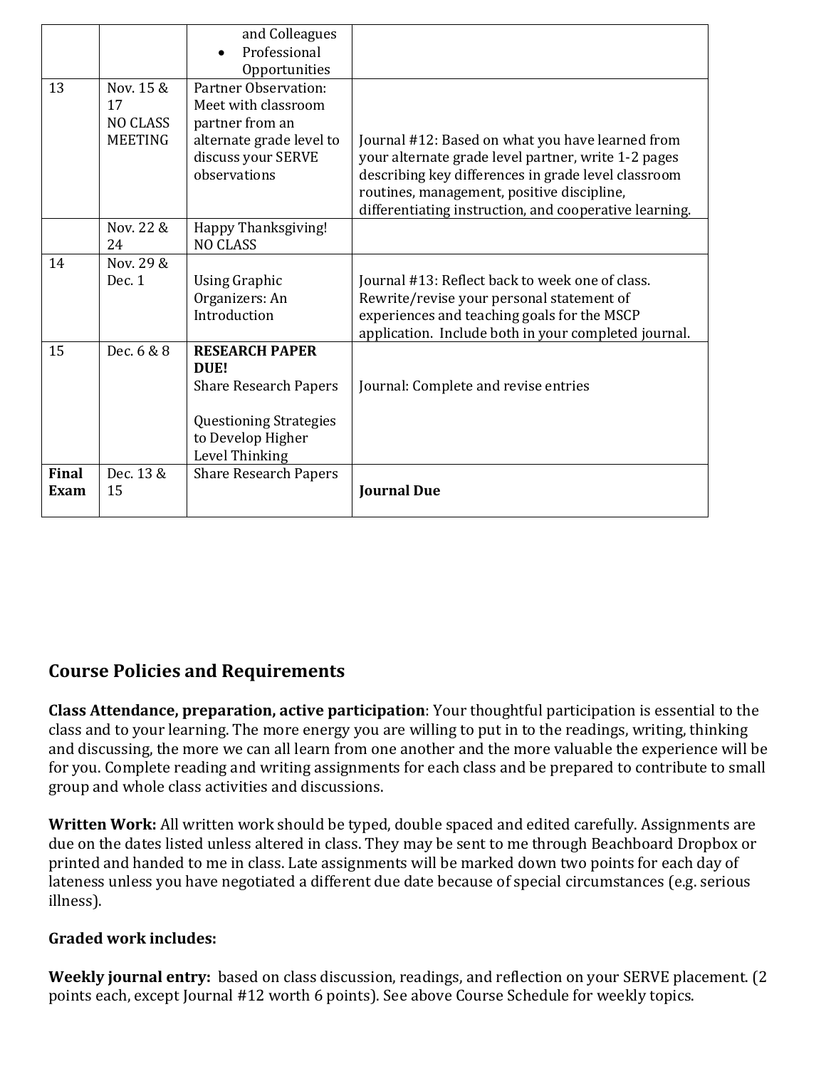| | | | |
|---|---|---|---|
| | | and Colleagues<br>• Professional Opportunities | |
| 13 | Nov. 15 & 17<br>NO CLASS MEETING | Partner Observation: Meet with classroom partner from an alternate grade level to discuss your SERVE observations | Journal #12: Based on what you have learned from your alternate grade level partner, write 1-2 pages describing key differences in grade level classroom routines, management, positive discipline, differentiating instruction, and cooperative learning. |
| | Nov. 22 & 24 | Happy Thanksgiving!<br>NO CLASS | |
| 14 | Nov. 29 & Dec. 1 | Using Graphic Organizers: An Introduction | Journal #13: Reflect back to week one of class. Rewrite/revise your personal statement of experiences and teaching goals for the MSCP application. Include both in your completed journal. |
| 15 | Dec. 6 & 8 | **RESEARCH PAPER DUE!**<br>Share Research Papers<br><br>Questioning Strategies to Develop Higher Level Thinking | Journal: Complete and revise entries |
| **Final Exam** | Dec. 13 & 15 | Share Research Papers | **Journal Due** |

## Course Policies and Requirements

**Class Attendance, preparation, active participation**: Your thoughtful participation is essential to the class and to your learning. The more energy you are willing to put in to the readings, writing, thinking and discussing, the more we can all learn from one another and the more valuable the experience will be for you. Complete reading and writing assignments for each class and be prepared to contribute to small group and whole class activities and discussions.

**Written Work:** All written work should be typed, double spaced and edited carefully. Assignments are due on the dates listed unless altered in class. They may be sent to me through Beachboard Dropbox or printed and handed to me in class. Late assignments will be marked down two points for each day of lateness unless you have negotiated a different due date because of special circumstances (e.g. serious illness).

**Graded work includes:**

**Weekly journal entry:** based on class discussion, readings, and reflection on your SERVE placement. (2 points each, except Journal #12 worth 6 points). See above Course Schedule for weekly topics.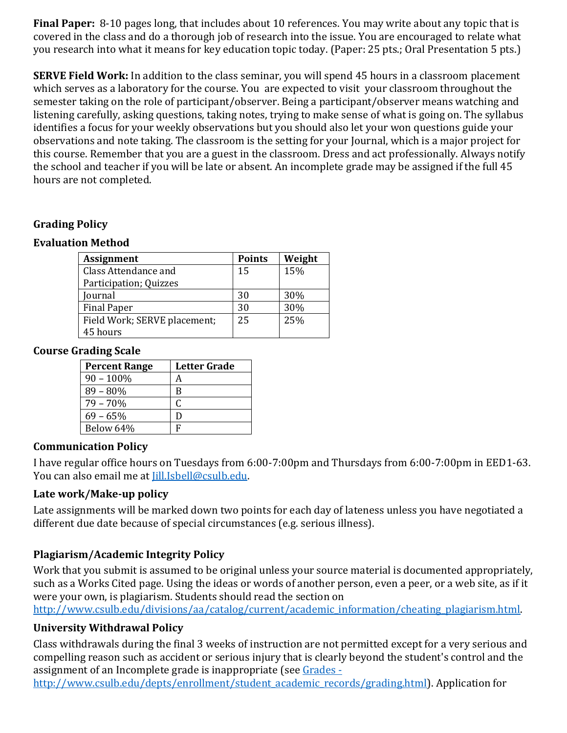**Final Paper:** 8-10 pages long, that includes about 10 references. You may write about any topic that is covered in the class and do a thorough job of research into the issue. You are encouraged to relate what you research into what it means for key education topic today. (Paper: 25 pts.; Oral Presentation 5 pts.)

**SERVE Field Work:** In addition to the class seminar, you will spend 45 hours in a classroom placement which serves as a laboratory for the course. You are expected to visit your classroom throughout the semester taking on the role of participant/observer. Being a participant/observer means watching and listening carefully, asking questions, taking notes, trying to make sense of what is going on. The syllabus identifies a focus for your weekly observations but you should also let your won questions guide your observations and note taking. The classroom is the setting for your Journal, which is a major project for this course. Remember that you are a guest in the classroom. Dress and act professionally. Always notify the school and teacher if you will be late or absent. An incomplete grade may be assigned if the full 45 hours are not completed.

### Grading Policy

### Evaluation Method

| Assignment | Points | Weight |
|---|---|---|
| Class Attendance and Participation; Quizzes | 15 | 15% |
| Journal | 30 | 30% |
| Final Paper | 30 | 30% |
| Field Work; SERVE placement; 45 hours | 25 | 25% |

### Course Grading Scale

| Percent Range | Letter Grade |
|---|---|
| 90 – 100% | A |
| 89 – 80% | B |
| 79 – 70% | C |
| 69 – 65% | D |
| Below 64% | F |

### Communication Policy

I have regular office hours on Tuesdays from 6:00-7:00pm and Thursdays from 6:00-7:00pm in EED1-63. You can also email me at Jill.Isbell@csulb.edu.

### Late work/Make-up policy

Late assignments will be marked down two points for each day of lateness unless you have negotiated a different due date because of special circumstances (e.g. serious illness).

### Plagiarism/Academic Integrity Policy

Work that you submit is assumed to be original unless your source material is documented appropriately, such as a Works Cited page. Using the ideas or words of another person, even a peer, or a web site, as if it were your own, is plagiarism. Students should read the section on http://www.csulb.edu/divisions/aa/catalog/current/academic_information/cheating_plagiarism.html.

### University Withdrawal Policy

Class withdrawals during the final 3 weeks of instruction are not permitted except for a very serious and compelling reason such as accident or serious injury that is clearly beyond the student's control and the assignment of an Incomplete grade is inappropriate (see Grades - http://www.csulb.edu/depts/enrollment/student_academic_records/grading.html). Application for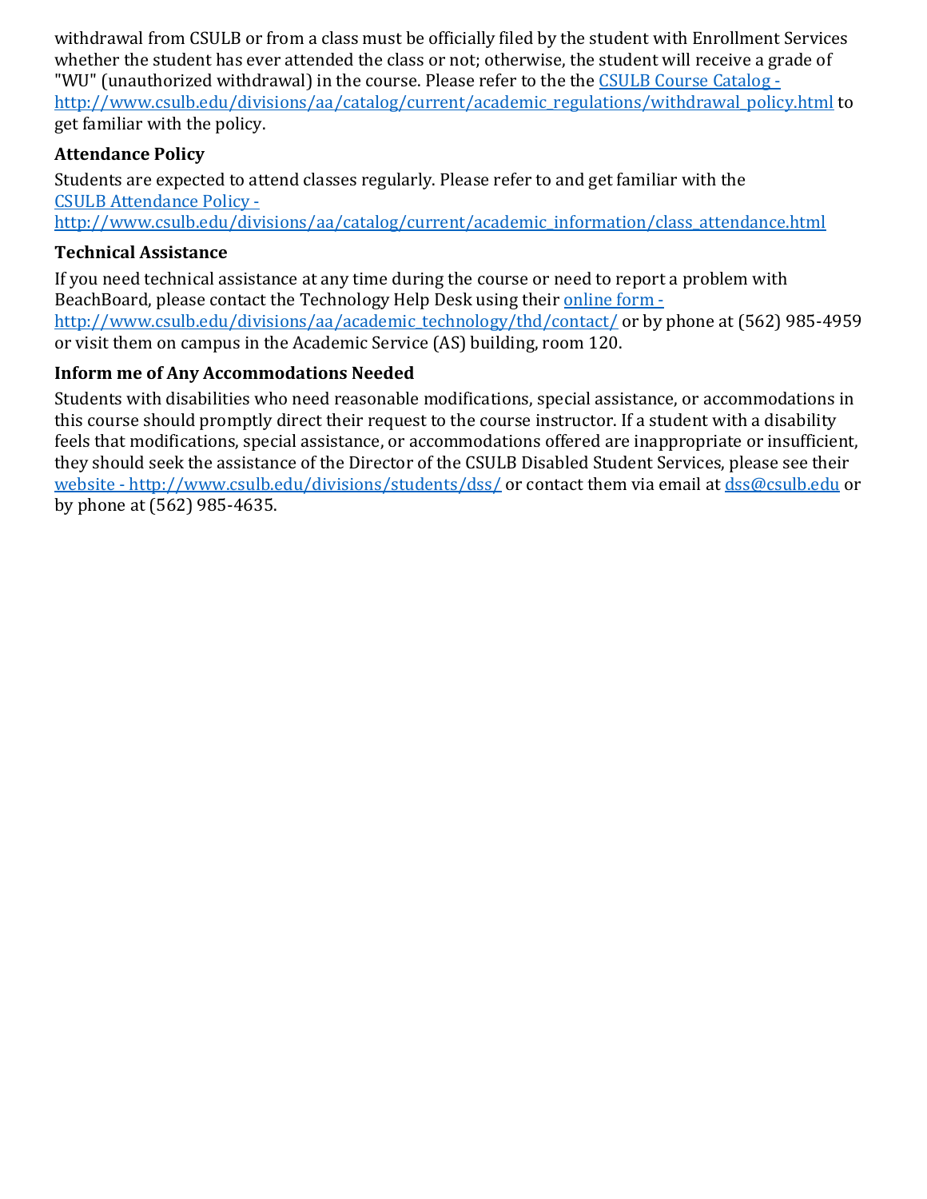withdrawal from CSULB or from a class must be officially filed by the student with Enrollment Services whether the student has ever attended the class or not; otherwise, the student will receive a grade of "WU" (unauthorized withdrawal) in the course. Please refer to the the [CSULB Course Catalog - http://www.csulb.edu/divisions/aa/catalog/current/academic_regulations/withdrawal_policy.html](http://www.csulb.edu/divisions/aa/catalog/current/academic_regulations/withdrawal_policy.html) to get familiar with the policy.

### Attendance Policy

Students are expected to attend classes regularly. Please refer to and get familiar with the [CSULB Attendance Policy - http://www.csulb.edu/divisions/aa/catalog/current/academic_information/class_attendance.html](http://www.csulb.edu/divisions/aa/catalog/current/academic_information/class_attendance.html)

### Technical Assistance

If you need technical assistance at any time during the course or need to report a problem with BeachBoard, please contact the Technology Help Desk using their [online form - http://www.csulb.edu/divisions/aa/academic_technology/thd/contact/](http://www.csulb.edu/divisions/aa/academic_technology/thd/contact/) or by phone at (562) 985-4959 or visit them on campus in the Academic Service (AS) building, room 120.

### Inform me of Any Accommodations Needed

Students with disabilities who need reasonable modifications, special assistance, or accommodations in this course should promptly direct their request to the course instructor. If a student with a disability feels that modifications, special assistance, or accommodations offered are inappropriate or insufficient, they should seek the assistance of the Director of the CSULB Disabled Student Services, please see their [website - http://www.csulb.edu/divisions/students/dss/](http://www.csulb.edu/divisions/students/dss/) or contact them via email at [dss@csulb.edu](mailto:dss@csulb.edu) or by phone at (562) 985-4635.